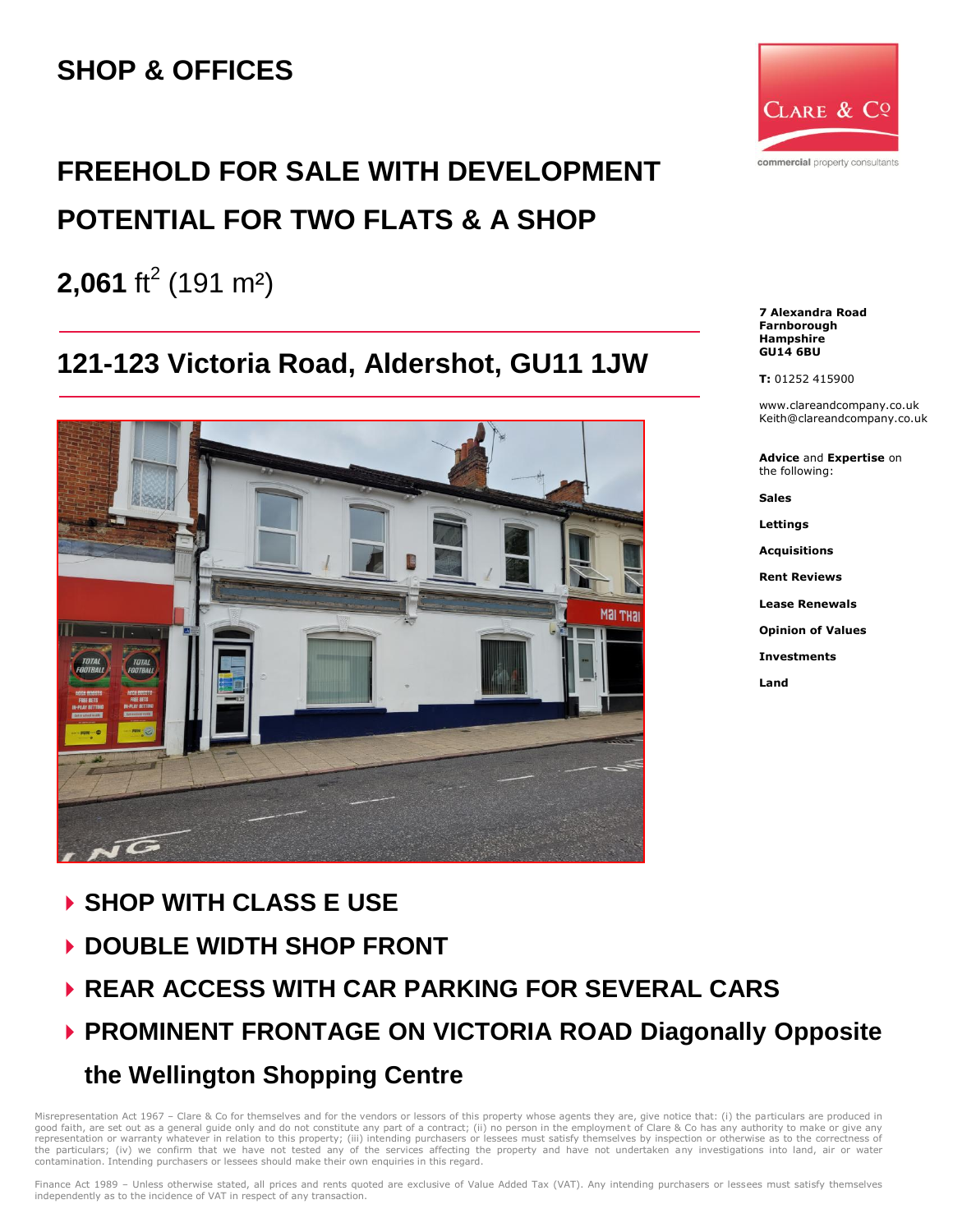# SHOP & OFFICES

## FREEHOLD FOR SALE WITH DEVELOPMENT POTENTIAL FOR TWO FLATS & A SHOP

**2,061** $ft^2$ (191 m²)

## 121-123 Victoria Road, Aldershot, GU11 1JW

- **SHOP WITH CLASS E USE**
- **DOUBLE WIDTH SHOP FRONT**
- **REAR ACCESS WITH CAR PARKING FOR SEVERAL CARS**
- **PROMINENT FRONTAGE ON VICTORIA ROAD Diagonally Opposite the Wellington Shopping Centre**

Clare & Co
commercial property consultants

**7 Alexandra Road**
**Farnborough**
**Hampshire**
**GU14 6BU**

**T:** 01252 415900

www.clareandcompany.co.uk
Keith@clareandcompany.co.uk

**Advice** and **Expertise** on the following:

**Sales**

**Lettings**

**Acquisitions**

**Rent Reviews**

**Lease Renewals**

**Opinion of Values**

**Investments**

**Land**

Misrepresentation Act 1967 – Clare & Co for themselves and for the vendors or lessors of this property whose agents they are, give notice that: (i) the particulars are produced in good faith, are set out as a general guide only and do not constitute any part of a contract; (ii) no person in the employment of Clare & Co has any authority to make or give any representation or warranty whatever in relation to this property; (iii) intending purchasers or lessees must satisfy themselves by inspection or otherwise as to the correctness of the particulars; (iv) we confirm that we have not tested any of the services affecting the property and have not undertaken any investigations into land, air or water contamination. Intending purchasers or lessees should make their own enquiries in this regard.

Finance Act 1989 – Unless otherwise stated, all prices and rents quoted are exclusive of Value Added Tax (VAT). Any intending purchasers or lessees must satisfy themselves independently as to the incidence of VAT in respect of any transaction.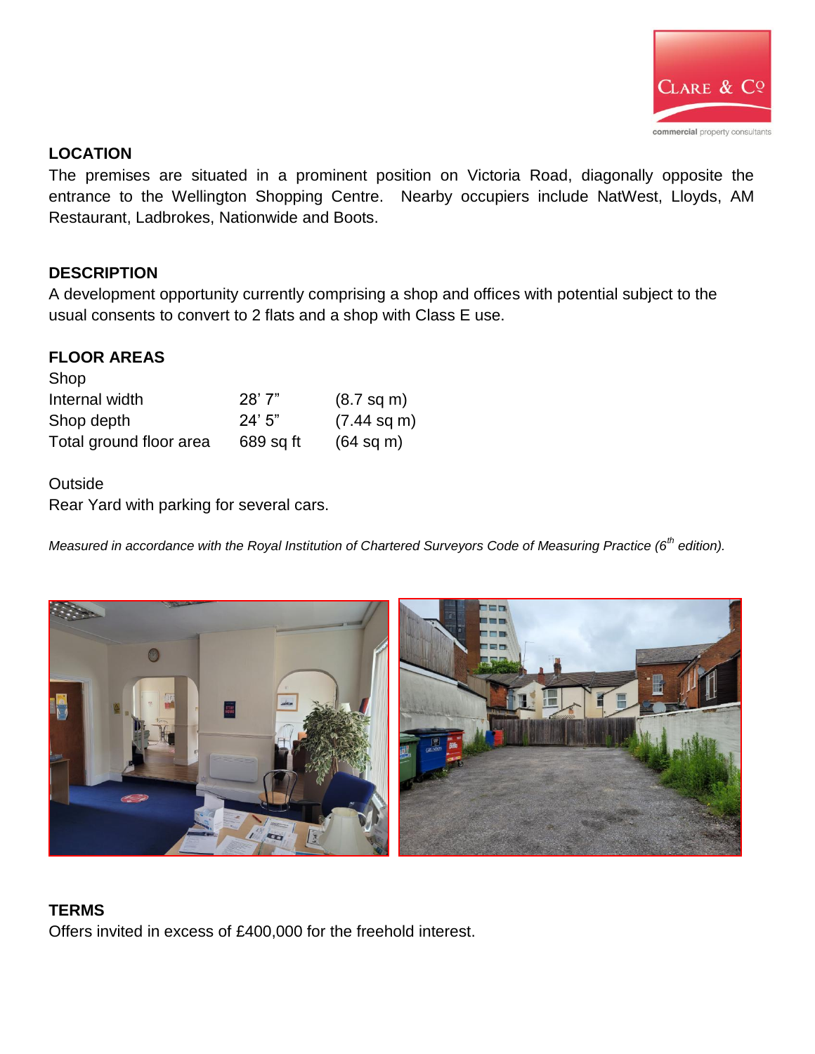## LOCATION

The premises are situated in a prominent position on Victoria Road, diagonally opposite the entrance to the Wellington Shopping Centre. Nearby occupiers include NatWest, Lloyds, AM Restaurant, Ladbrokes, Nationwide and Boots.

## DESCRIPTION

A development opportunity currently comprising a shop and offices with potential subject to the usual consents to convert to 2 flats and a shop with Class E use.

## FLOOR AREAS

Shop

| | | |
|---|---|---|
| Internal width | 28' 7" | (8.7 sq m) |
| Shop depth | 24' 5" | (7.44 sq m) |
| Total ground floor area | 689 sq ft | (64 sq m) |

Outside

Rear Yard with parking for several cars.

*Measured in accordance with the Royal Institution of Chartered Surveyors Code of Measuring Practice (6th edition).*

## TERMS

Offers invited in excess of £400,000 for the freehold interest.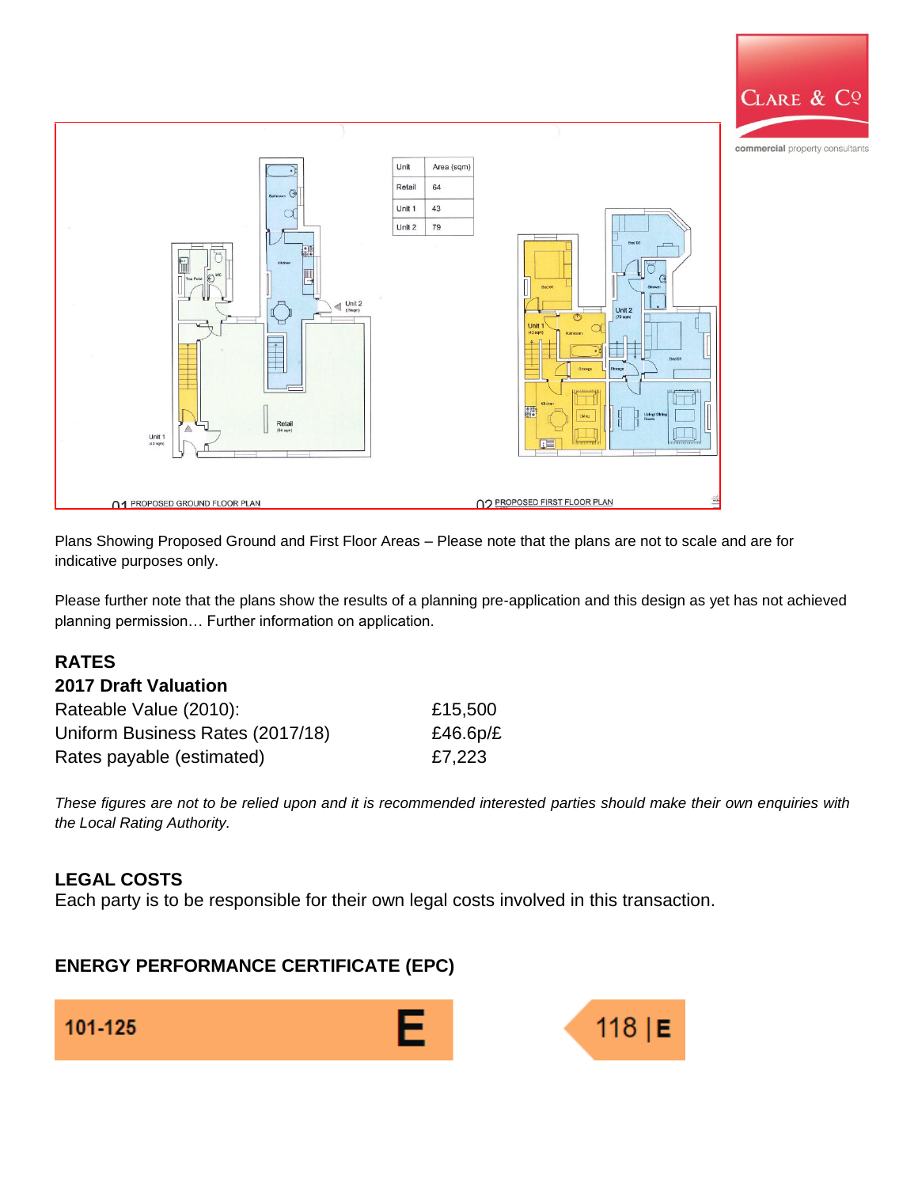| Unit | Area (sqm) |
|---|---|
| Retail | 64 |
| Unit 1 | 43 |
| Unit 2 | 79 |

01 PROPOSED GROUND FLOOR PLAN

02 PROPOSED FIRST FLOOR PLAN

Plans Showing Proposed Ground and First Floor Areas – Please note that the plans are not to scale and are for indicative purposes only.

Please further note that the plans show the results of a planning pre-application and this design as yet has not achieved planning permission… Further information on application.

## RATES

### 2017 Draft Valuation

| | |
|---|---|
| Rateable Value (2010): | £15,500 |
| Uniform Business Rates (2017/18) | £46.6p/£ |
| Rates payable (estimated) | £7,223 |

*These figures are not to be relied upon and it is recommended interested parties should make their own enquiries with the Local Rating Authority.*

## LEGAL COSTS

Each party is to be responsible for their own legal costs involved in this transaction.

## ENERGY PERFORMANCE CERTIFICATE (EPC)

101-125 E

118 | E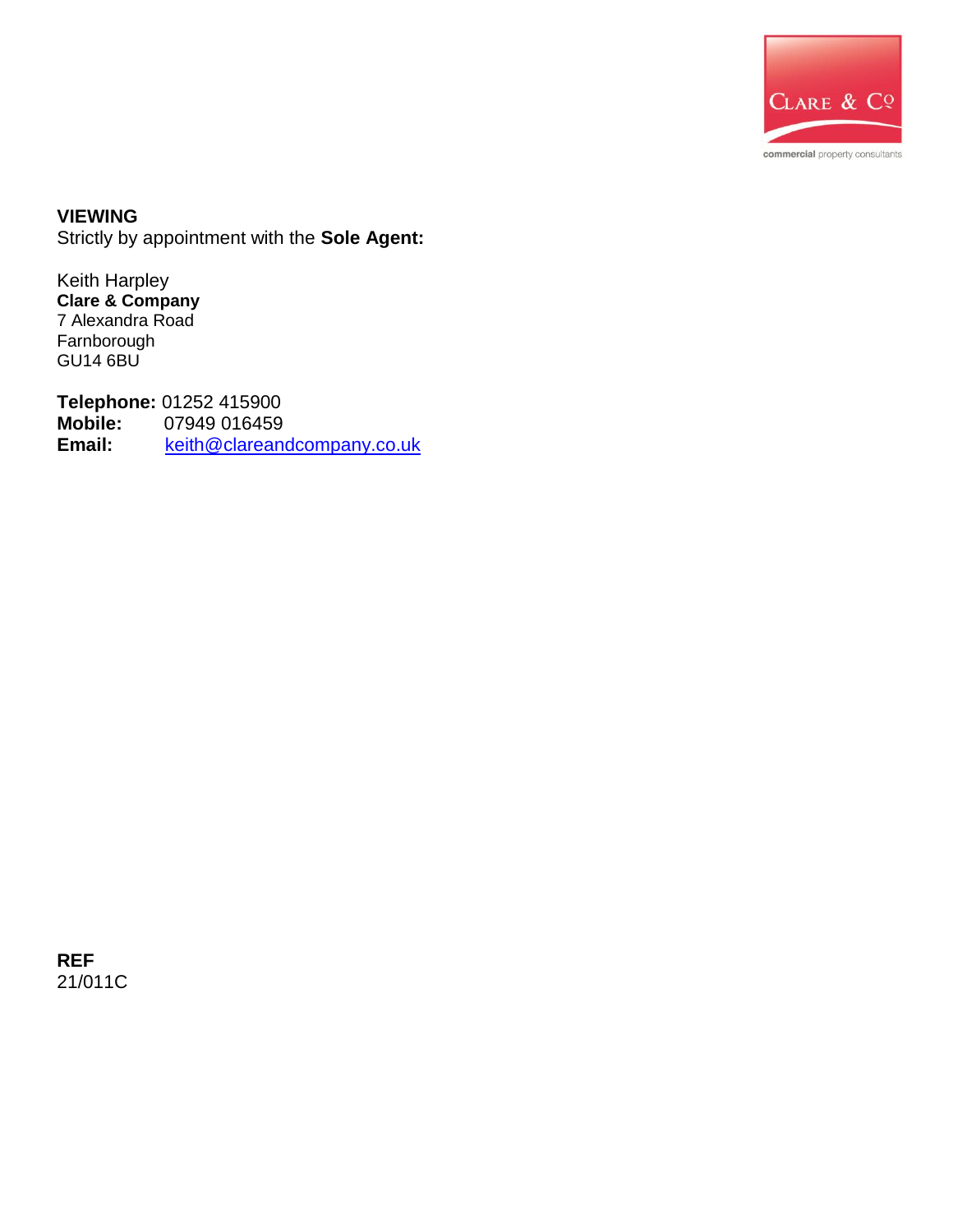**VIEWING**
Strictly by appointment with the **Sole Agent:**

Keith Harpley
**Clare & Company**
7 Alexandra Road
Farnborough
GU14 6BU

**Telephone:** 01252 415900
**Mobile:** 07949 016459
**Email:** keith@clareandcompany.co.uk

**REF**
21/011C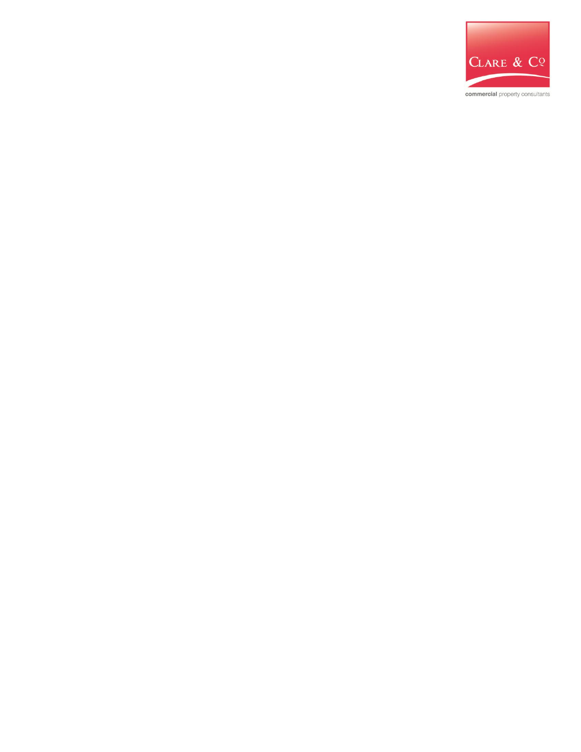Clare & Co

commercial property consultants